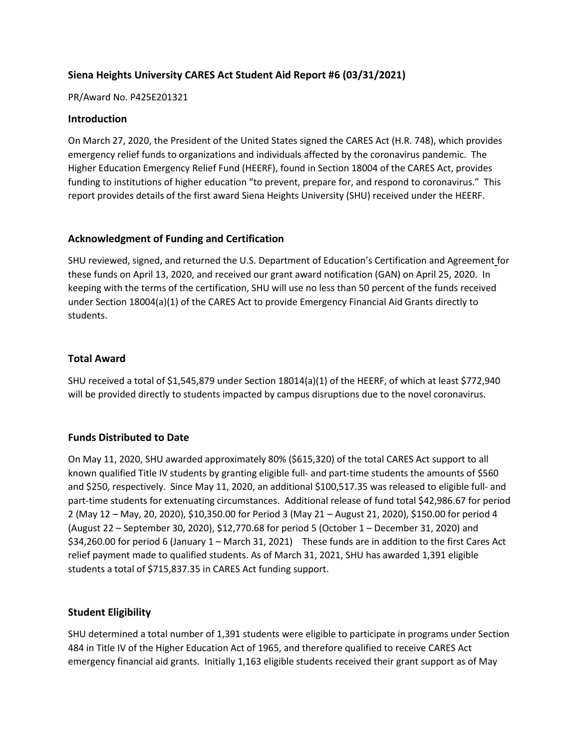## Siena Heights University CARES Act Student Aid Report #6 (03/31/2021)

PR/Award No. P425E201321

### Introduction

On March 27, 2020, the President of the United States signed the CARES Act (H.R. 748), which provides emergency relief funds to organizations and individuals affected by the coronavirus pandemic. The Higher Education Emergency Relief Fund (HEERF), found in Section 18004 of the CARES Act, provides funding to institutions of higher education "to prevent, prepare for, and respond to coronavirus." This report provides details of the first award Siena Heights University (SHU) received under the HEERF.

### Acknowledgment of Funding and Certification

SHU reviewed, signed, and returned the U.S. Department of Education's Certification and Agreement for these funds on April 13, 2020, and received our grant award notification (GAN) on April 25, 2020. In keeping with the terms of the certification, SHU will use no less than 50 percent of the funds received under Section 18004(a)(1) of the CARES Act to provide Emergency Financial Aid Grants directly to students.

### Total Award

SHU received a total of $1,545,879 under Section 18014(a)(1) of the HEERF, of which at least $772,940 will be provided directly to students impacted by campus disruptions due to the novel coronavirus.

### Funds Distributed to Date

On May 11, 2020, SHU awarded approximately 80% ($615,320) of the total CARES Act support to all known qualified Title IV students by granting eligible full- and part-time students the amounts of $560 and $250, respectively. Since May 11, 2020, an additional $100,517.35 was released to eligible full- and part-time students for extenuating circumstances. Additional release of fund total $42,986.67 for period 2 (May 12 – May, 20, 2020), $10,350.00 for Period 3 (May 21 – August 21, 2020), $150.00 for period 4 (August 22 – September 30, 2020), $12,770.68 for period 5 (October 1 – December 31, 2020) and $34,260.00 for period 6 (January 1 – March 31, 2021) These funds are in addition to the first Cares Act relief payment made to qualified students. As of March 31, 2021, SHU has awarded 1,391 eligible students a total of $715,837.35 in CARES Act funding support.

### Student Eligibility

SHU determined a total number of 1,391 students were eligible to participate in programs under Section 484 in Title IV of the Higher Education Act of 1965, and therefore qualified to receive CARES Act emergency financial aid grants. Initially 1,163 eligible students received their grant support as of May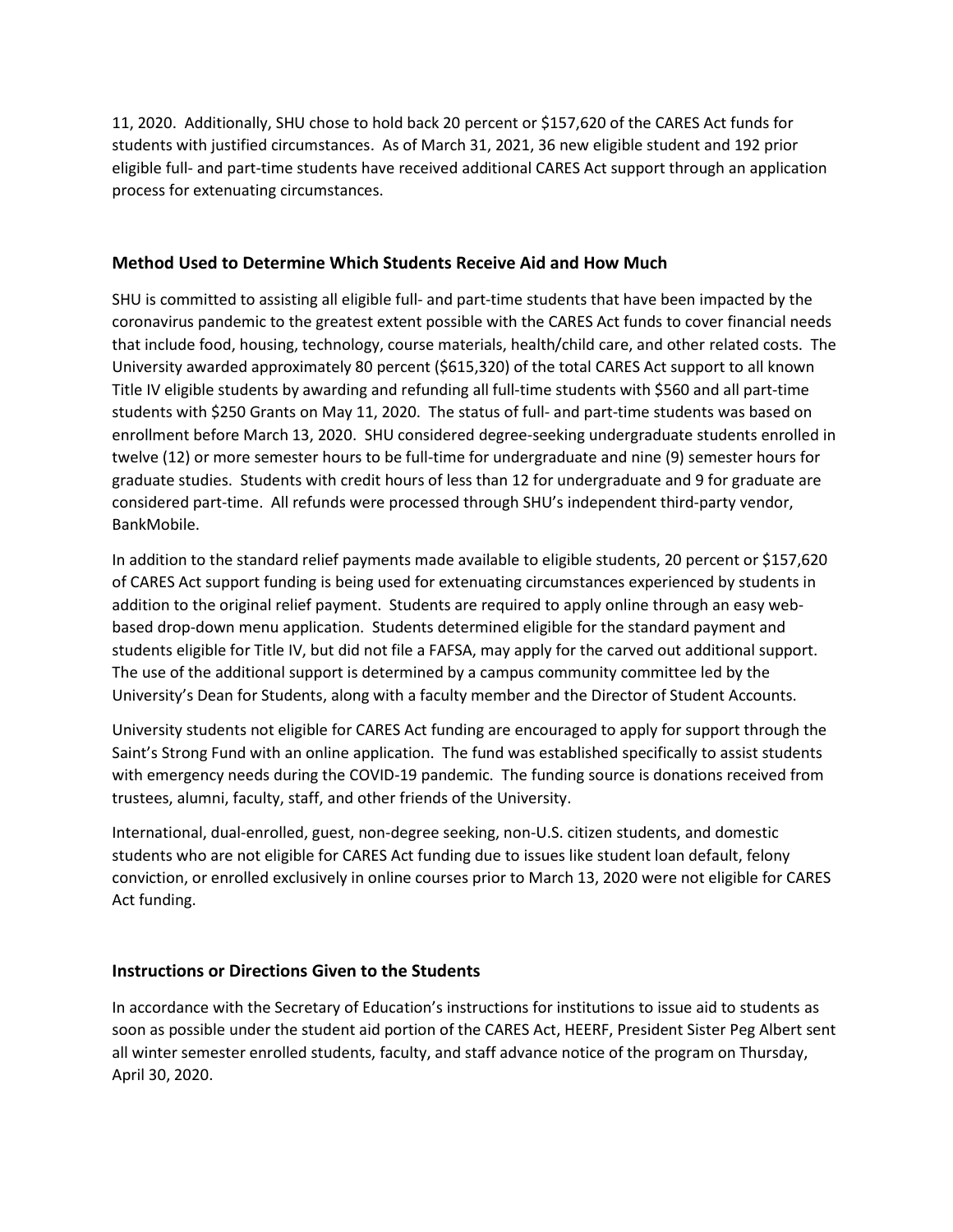11, 2020. Additionally, SHU chose to hold back 20 percent or $157,620 of the CARES Act funds for students with justified circumstances. As of March 31, 2021, 36 new eligible student and 192 prior eligible full- and part-time students have received additional CARES Act support through an application process for extenuating circumstances.

### Method Used to Determine Which Students Receive Aid and How Much

SHU is committed to assisting all eligible full- and part-time students that have been impacted by the coronavirus pandemic to the greatest extent possible with the CARES Act funds to cover financial needs that include food, housing, technology, course materials, health/child care, and other related costs. The University awarded approximately 80 percent ($615,320) of the total CARES Act support to all known Title IV eligible students by awarding and refunding all full-time students with $560 and all part-time students with $250 Grants on May 11, 2020. The status of full- and part-time students was based on enrollment before March 13, 2020. SHU considered degree-seeking undergraduate students enrolled in twelve (12) or more semester hours to be full-time for undergraduate and nine (9) semester hours for graduate studies. Students with credit hours of less than 12 for undergraduate and 9 for graduate are considered part-time. All refunds were processed through SHU's independent third-party vendor, BankMobile.

In addition to the standard relief payments made available to eligible students, 20 percent or $157,620 of CARES Act support funding is being used for extenuating circumstances experienced by students in addition to the original relief payment. Students are required to apply online through an easy web-based drop-down menu application. Students determined eligible for the standard payment and students eligible for Title IV, but did not file a FAFSA, may apply for the carved out additional support. The use of the additional support is determined by a campus community committee led by the University's Dean for Students, along with a faculty member and the Director of Student Accounts.

University students not eligible for CARES Act funding are encouraged to apply for support through the Saint's Strong Fund with an online application. The fund was established specifically to assist students with emergency needs during the COVID-19 pandemic. The funding source is donations received from trustees, alumni, faculty, staff, and other friends of the University.

International, dual-enrolled, guest, non-degree seeking, non-U.S. citizen students, and domestic students who are not eligible for CARES Act funding due to issues like student loan default, felony conviction, or enrolled exclusively in online courses prior to March 13, 2020 were not eligible for CARES Act funding.

### Instructions or Directions Given to the Students

In accordance with the Secretary of Education's instructions for institutions to issue aid to students as soon as possible under the student aid portion of the CARES Act, HEERF, President Sister Peg Albert sent all winter semester enrolled students, faculty, and staff advance notice of the program on Thursday, April 30, 2020.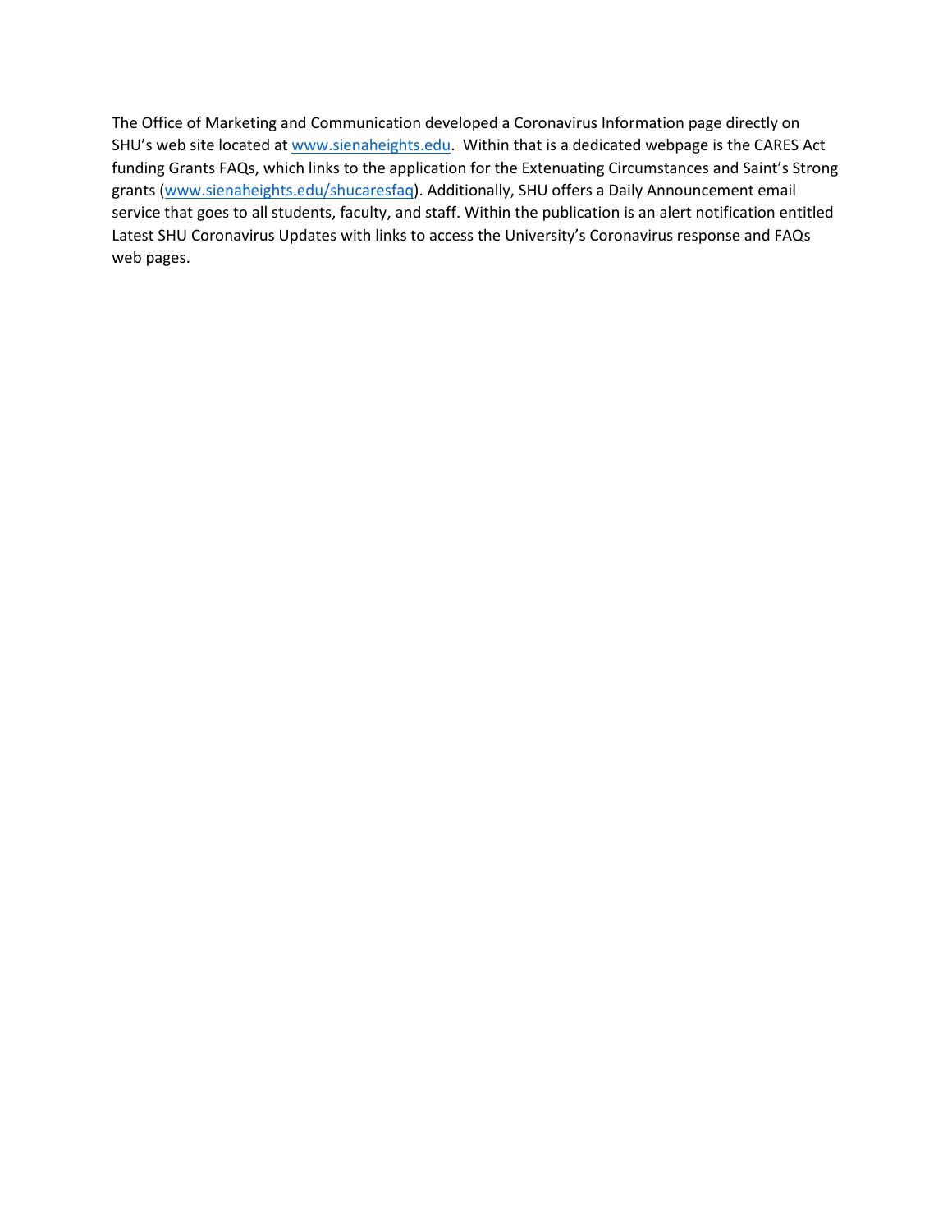The Office of Marketing and Communication developed a Coronavirus Information page directly on SHU's web site located at [www.sienaheights.edu](http://www.sienaheights.edu). Within that is a dedicated webpage is the CARES Act funding Grants FAQs, which links to the application for the Extenuating Circumstances and Saint's Strong grants ([www.sienaheights.edu/shucaresfaq](http://www.sienaheights.edu/shucaresfaq)). Additionally, SHU offers a Daily Announcement email service that goes to all students, faculty, and staff. Within the publication is an alert notification entitled Latest SHU Coronavirus Updates with links to access the University's Coronavirus response and FAQs web pages.